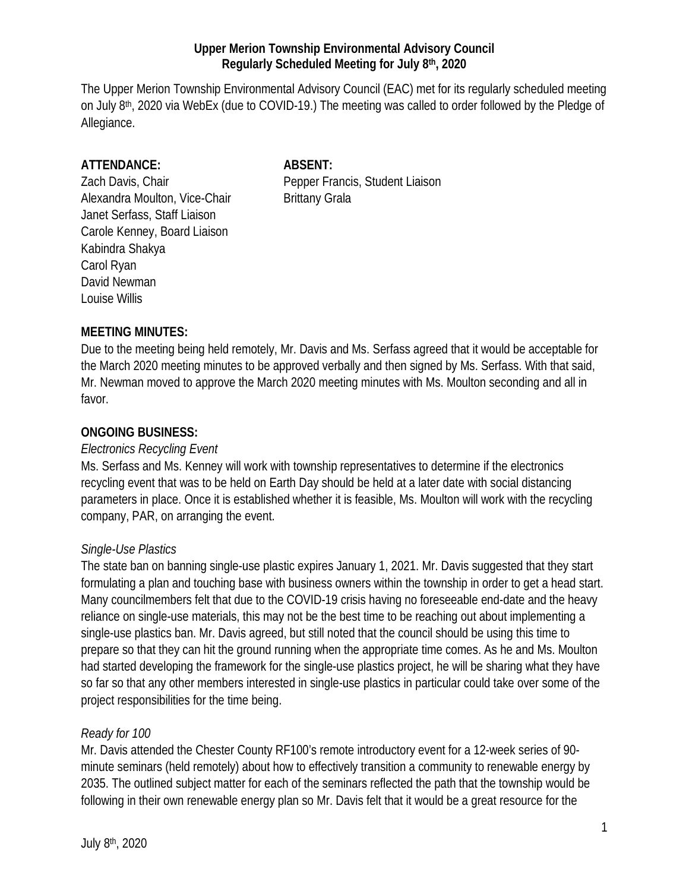**Upper Merion Township Environmental Advisory Council**
**Regularly Scheduled Meeting for July 8th, 2020**

The Upper Merion Township Environmental Advisory Council (EAC) met for its regularly scheduled meeting on July 8th, 2020 via WebEx (due to COVID-19.) The meeting was called to order followed by the Pledge of Allegiance.

**ATTENDANCE:**
Zach Davis, Chair
Alexandra Moulton, Vice-Chair
Janet Serfass, Staff Liaison
Carole Kenney, Board Liaison
Kabindra Shakya
Carol Ryan
David Newman
Louise Willis

**ABSENT:**
Pepper Francis, Student Liaison
Brittany Grala

**MEETING MINUTES:**
Due to the meeting being held remotely, Mr. Davis and Ms. Serfass agreed that it would be acceptable for the March 2020 meeting minutes to be approved verbally and then signed by Ms. Serfass. With that said, Mr. Newman moved to approve the March 2020 meeting minutes with Ms. Moulton seconding and all in favor.

**ONGOING BUSINESS:**

*Electronics Recycling Event*
Ms. Serfass and Ms. Kenney will work with township representatives to determine if the electronics recycling event that was to be held on Earth Day should be held at a later date with social distancing parameters in place. Once it is established whether it is feasible, Ms. Moulton will work with the recycling company, PAR, on arranging the event.

*Single-Use Plastics*
The state ban on banning single-use plastic expires January 1, 2021. Mr. Davis suggested that they start formulating a plan and touching base with business owners within the township in order to get a head start. Many councilmembers felt that due to the COVID-19 crisis having no foreseeable end-date and the heavy reliance on single-use materials, this may not be the best time to be reaching out about implementing a single-use plastics ban. Mr. Davis agreed, but still noted that the council should be using this time to prepare so that they can hit the ground running when the appropriate time comes. As he and Ms. Moulton had started developing the framework for the single-use plastics project, he will be sharing what they have so far so that any other members interested in single-use plastics in particular could take over some of the project responsibilities for the time being.

*Ready for 100*
Mr. Davis attended the Chester County RF100's remote introductory event for a 12-week series of 90-minute seminars (held remotely) about how to effectively transition a community to renewable energy by 2035. The outlined subject matter for each of the seminars reflected the path that the township would be following in their own renewable energy plan so Mr. Davis felt that it would be a great resource for the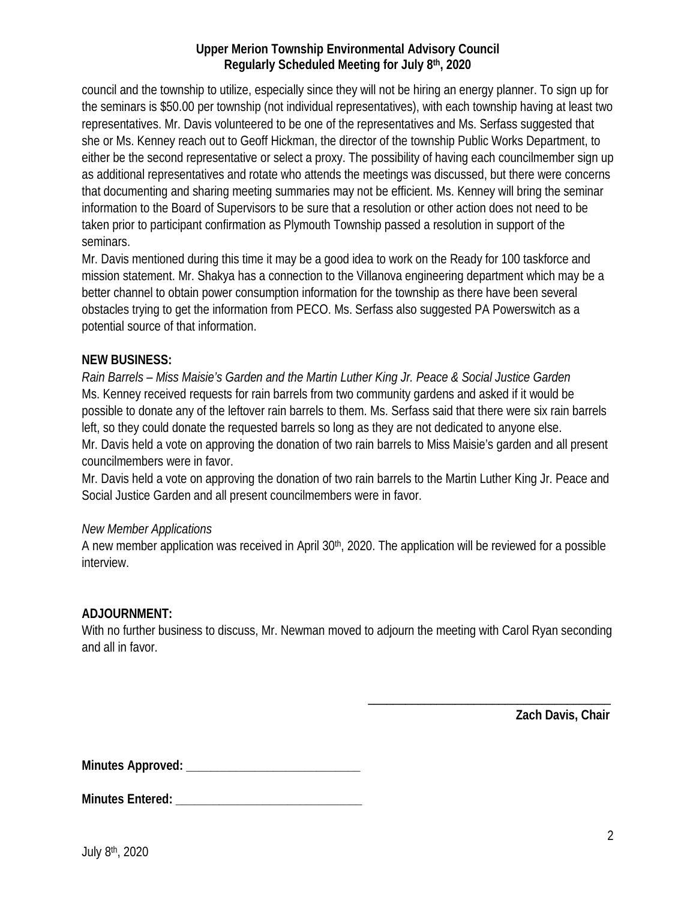council and the township to utilize, especially since they will not be hiring an energy planner. To sign up for the seminars is $50.00 per township (not individual representatives), with each township having at least two representatives. Mr. Davis volunteered to be one of the representatives and Ms. Serfass suggested that she or Ms. Kenney reach out to Geoff Hickman, the director of the township Public Works Department, to either be the second representative or select a proxy. The possibility of having each councilmember sign up as additional representatives and rotate who attends the meetings was discussed, but there were concerns that documenting and sharing meeting summaries may not be efficient. Ms. Kenney will bring the seminar information to the Board of Supervisors to be sure that a resolution or other action does not need to be taken prior to participant confirmation as Plymouth Township passed a resolution in support of the seminars.

Mr. Davis mentioned during this time it may be a good idea to work on the Ready for 100 taskforce and mission statement. Mr. Shakya has a connection to the Villanova engineering department which may be a better channel to obtain power consumption information for the township as there have been several obstacles trying to get the information from PECO. Ms. Serfass also suggested PA Powerswitch as a potential source of that information.

**NEW BUSINESS:**

*Rain Barrels – Miss Maisie's Garden and the Martin Luther King Jr. Peace & Social Justice Garden*

Ms. Kenney received requests for rain barrels from two community gardens and asked if it would be possible to donate any of the leftover rain barrels to them. Ms. Serfass said that there were six rain barrels left, so they could donate the requested barrels so long as they are not dedicated to anyone else.

Mr. Davis held a vote on approving the donation of two rain barrels to Miss Maisie's garden and all present councilmembers were in favor.

Mr. Davis held a vote on approving the donation of two rain barrels to the Martin Luther King Jr. Peace and Social Justice Garden and all present councilmembers were in favor.

*New Member Applications*

A new member application was received in April 30th, 2020. The application will be reviewed for a possible interview.

**ADJOURNMENT:**

With no further business to discuss, Mr. Newman moved to adjourn the meeting with Carol Ryan seconding and all in favor.

\_\_\_\_\_\_\_\_\_\_\_\_\_\_\_\_\_\_\_\_\_\_\_\_\_\_\_\_\_\_\_\_\_\_\_\_\_\_\_\_

**Zach Davis, Chair**

**Minutes Approved:** \_\_\_\_\_\_\_\_\_\_\_\_\_\_\_\_\_\_\_\_\_\_\_\_\_\_\_\_

**Minutes Entered:** \_\_\_\_\_\_\_\_\_\_\_\_\_\_\_\_\_\_\_\_\_\_\_\_\_\_\_\_\_\_